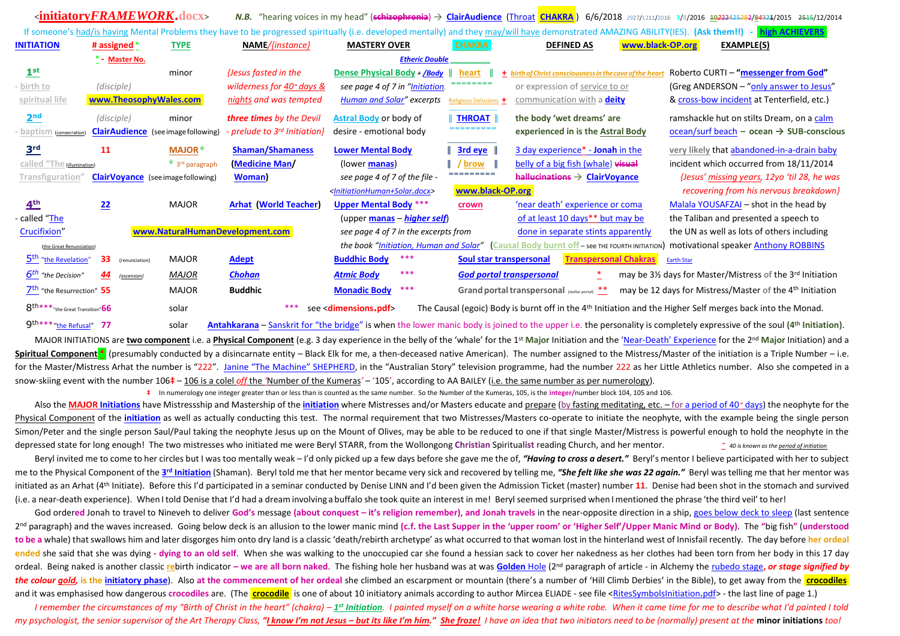<initiatoryFRAMEWORK.docx> N.B. "hearing voices in my head" (~~schizophrenia~~) → ClairAudience (Throat CHAKRA) 6/6/2018 2927/1211/2016 3/8/2016 ~~10222425282/84321~~/2015 ~~2515~~/12/2014

If someone's had/is having Mental Problems they have to be progressed spiritually (i.e. developed mentally) and they may/will have demonstrated AMAZING ABILITY(IES). (Ask them!!) - **high ACHIEVERS**

| INITIATION | # assigned * | TYPE | NAME/{instance} | MASTERY OVER | CHAKRA | DEFINED AS | www.black-OP.org | EXAMPLE(S) |
|---|---|---|---|---|---|---|---|---|
| | * - Master No. | | | Etheric Double | | | | |
| **1st** - birth to spiritual life | (disciple) www.TheosophyWales.com | minor | {Jesus fasted in the wilderness for 40~ days & nights and was tempted | Dense Physical Body + /Body see page 4 of 7 in "Initiation, Human and Solar" excerpts | heart Religious Delusions + | + birth of Christ consciousness in the cave of the heart or expression of service to or communication with a deity | | Roberto CURTI – "messenger from God" (Greg ANDERSON – "only answer to Jesus" & cross-bow incident at Tenterfield, etc.) |
| **2nd** - baptism (consecration) | (disciple) ClairAudience (see image following) | minor | three times by the Devil - prelude to 3rd Initiation} | Astral Body or body of desire - emotional body | THROAT | the body 'wet dreams' are experienced in is the Astral Body | | ramshackle hut on stilts Dream, on a calm ocean/surf beach – ocean → SUB-conscious |
| **3rd** - called "The Transfiguration" (illumination) | 11 ClairVoyance (see image following) | MAJOR ψ ψ 3rd paragraph | Shaman/Shamaness (Medicine Man/ Woman) | Lower Mental Body (lower manas) see page 4 of 7 of the file - <InitiationHuman+Solar.docx> | 3rd eye / brow www.black-OP.org | 3 day experience* - Jonah in the belly of a big fish (whale) ~~visual hallucinations~~ → ClairVoyance | | very likely that abandoned-in-a-drain baby incident which occurred from 18/11/2014 {Jesus' missing years, 12yo 'til 28, he was recovering from his nervous breakdown} |
| **4th** - called "The Crucifixion" (the Great Renunciation) | 22 www.NaturalHumanDevelopment.com | MAJOR | Arhat (World Teacher) | Upper Mental Body *** (upper manas – higher self) see page 4 of 7 in the excerpts from the book "Initiation, Human and Solar" | crown | 'near death' experience or coma of at least 10 days** but may be done in separate stints apparently (Causal Body burnt off – see THE FOURTH INITIATION) | | Malala YOUSAFZAI – shot in the head by the Taliban and presented a speech to the UN as well as lots of others including motivational speaker Anthony ROBBINS |
| 5th "the Revelation" | 33 (renunciation) | MAJOR | Adept | Buddhic Body *** | | Soul star transpersonal | Transpersonal Chakras | Earth Star |
| 6th "the Decision" | 44 (ascension) | MAJOR | Chohan | Atmic Body *** | | God portal transpersonal | * | may be 3½ days for Master/Mistress of the 3rd Initiation |
| 7th "the Resurrection" | 55 | MAJOR | Buddhic | Monadic Body *** | | Grand portal transpersonal (stellar portal) | ** | may be 12 days for Mistress/Master of the 4th Initiation |
| 8th*** "the Great Transition" | 66 | solar | *** see <dimensions.pdf> | The Causal (egoic) Body is burnt off in the 4th Initiation and the Higher Self merges back into the Monad. | | | | |
| 9th*** "the Refusal" | 77 | solar | Antahkarana – Sanskrit for "the bridge" is when the lower manic body is joined to the upper i.e. the personality is completely expressive of the soul (4th Initiation). | | | | | |

MAJOR INITIATIONS are **two component** i.e. a **Physical Component** (e.g. 3 day experience in the belly of the 'whale' for the 1st **Major** Initiation and the 'Near-Death' Experience for the 2nd **Major** Initiation) and a **Spiritual Component**ψ (presumably conducted by a disincarnate entity – Black Elk for me, a then-deceased native American). The number assigned to the Mistress/Master of the initiation is a Triple Number – i.e. for the Master/Mistress Arhat the number is "222". Janine "The Machine" SHEPHERD, in the "Australian Story" television programme, had the number 222 as her Little Athletics number. Also she competed in a snow-skiing event with the number 106‡ – 106 is a colel *off* the 'Number of the Kumeras' – '105', according to AA BAILEY (i.e. the same number as per numerology).

‡ In numerology one integer greater than or less than is counted as the same number. So the Number of the Kumeras, 105, is the integer/number block 104, 105 and 106.

Also the **MAJOR Initiations** have Mistressship and Mastership of the **initiation** where Mistresses and/or Masters educate and prepare (by fasting meditating, etc. – for a period of 40~ days) the neophyte for the Physical Component of the **initiation** as well as actually conducting this test. The normal requirement that two Mistresses/Masters co-operate to initiate the neophyte, with the example being the single person Simon/Peter and the single person Saul/Paul taking the neophyte Jesus up on the Mount of Olives, may be able to be reduced to one if that single Master/Mistress is powerful enough to hold the neophyte in the depressed state for long enough! The two mistresses who initiated me were Beryl STARR, from the Wollongong **Christian** Spiritual**ist** reading Church, and her mentor. ~ 40 is known as the period of initiation

Beryl invited me to come to her circles but I was too mentally weak – I'd only picked up a few days before she gave me the of, ***"Having to cross a desert."*** Beryl's mentor I believe participated with her to subject me to the Physical Component of the **3rd Initiation** (Shaman). Beryl told me that her mentor became very sick and recovered by telling me, ***"She felt like she was 22 again."*** Beryl was telling me that her mentor was initiated as an Arhat (4th Initiate). Before this I'd participated in a seminar conducted by Denise LINN and I'd been given the Admission Ticket (master) number **11**. Denise had been shot in the stomach and survived (i.e. a near-death experience). When I told Denise that I'd had a dream involving a buffalo she took quite an interest in me! Beryl seemed surprised when I mentioned the phrase 'the third veil' to her!

God ordered Jonah to travel to Nineveh to deliver **God's** message **(about conquest – it's religion remember)**, **and Jonah travels** in the near-opposite direction in a ship, goes below deck to sleep (last sentence 2nd paragraph) and the waves increased. Going below deck is an allusion to the lower manic mind **(c.f. the Last Supper in the 'upper room' or 'Higher Self'/Upper Manic Mind or Body)**. The "**big fish**" (**understood to be a** whale) that swallows him and later disgorges him onto dry land is a classic 'death/rebirth archetype' as what occurred to that woman lost in the hinterland west of Innisfail recently. The day before **her ordeal ended** she said that she was dying **- dying to an old self**. When she was walking to the unoccupied car she found a hessian sack to cover her nakedness as her clothes had been torn from her body in this 17 day ordeal. Being naked is another classic **re**birth indicator **– we are all born naked**. The fishing hole her husband was at was **Golden** Hole (2nd paragraph of article - in Alchemy the rubedo stage, ***or stage signified by the colour gold,*** **is the initiatory phase**). Also **at the commencement of her ordeal** she climbed an escarpment or mountain (there's a number of 'Hill Climb Derbies' in the Bible), to get away from the **crocodiles** and it was emphasised how dangerous **crocodiles** are. (The **crocodile** is one of about 10 initiatory animals according to author Mircea ELIADE - see file <RitesSymbolsInitiation.pdf> - the last line of page 1.)

*I remember the circumstances of my "Birth of Christ in the heart" (chakra) – **1st Initiation**. I painted myself on a white horse wearing a white robe. When it came time for me to describe what I'd painted I told my psychologist, the senior supervisor of the Art Therapy Class, **"I know I'm not Jesus – but its like I'm him."** **She froze!** I have an idea that two initiators need to be (normally) present at the* **minor initiations** *too!*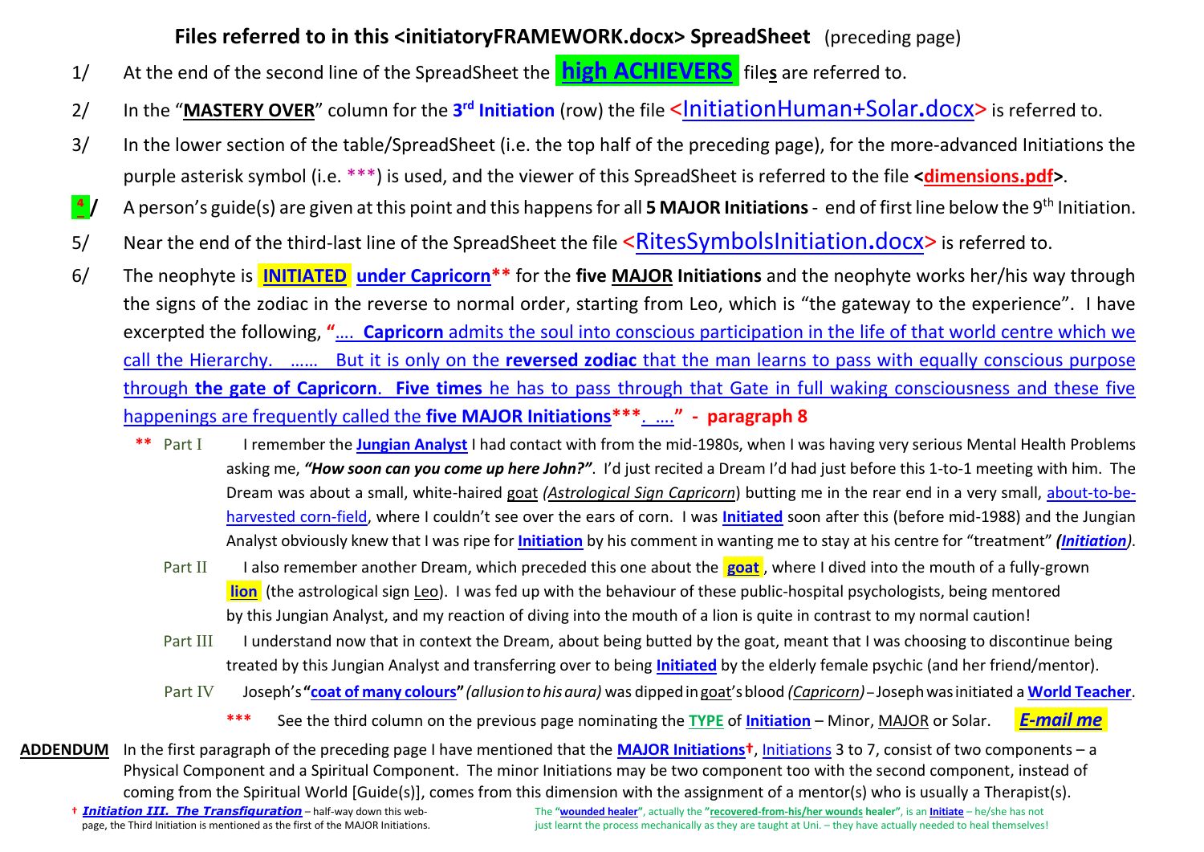## Files referred to in this <initiatoryFRAMEWORK.docx> SpreadSheet (preceding page)

1/ At the end of the second line of the SpreadSheet the **high ACHIEVERS** file**s** are referred to.

2/ In the "**MASTERY OVER**" column for the **3rd Initiation** (row) the file **<InitiationHuman+Solar.docx>** is referred to.

3/ In the lower section of the table/SpreadSheet (i.e. the top half of the preceding page), for the more-advanced Initiations the purple asterisk symbol (i.e. ***) is used, and the viewer of this SpreadSheet is referred to the file **<dimensions.pdf>**.

**4/** A person's guide(s) are given at this point and this happens for all **5 MAJOR Initiations** - end of first line below the 9th Initiation.

5/ Near the end of the third-last line of the SpreadSheet the file **<RitesSymbolsInitiation.docx>** is referred to.

6/ The neophyte is **INITIATED under Capricorn**** for the **five MAJOR Initiations** and the neophyte works her/his way through the signs of the zodiac in the reverse to normal order, starting from Leo, which is "the gateway to the experience". I have excerpted the following, **"…. Capricorn** admits the soul into conscious participation in the life of that world centre which we call the Hierarchy. …… But it is only on the **reversed zodiac** that the man learns to pass with equally conscious purpose through **the gate of Capricorn**. **Five times** he has to pass through that Gate in full waking consciousness and these five happenings are frequently called the **five MAJOR Initiations*****. …." - **paragraph 8**

> ** Part I  I remember the **Jungian Analyst** I had contact with from the mid-1980s, when I was having very serious Mental Health Problems asking me, ***"How soon can you come up here John?"***. I'd just recited a Dream I'd had just before this 1-to-1 meeting with him. The Dream was about a small, white-haired goat *(Astrological Sign Capricorn)* butting me in the rear end in a very small, about-to-be-harvested corn-field, where I couldn't see over the ears of corn. I was **Initiated** soon after this (before mid-1988) and the Jungian Analyst obviously knew that I was ripe for **Initiation** by his comment in wanting me to stay at his centre for "treatment" ***(Initiation)***.
>
> Part II  I also remember another Dream, which preceded this one about the **goat**, where I dived into the mouth of a fully-grown **lion** (the astrological sign Leo). I was fed up with the behaviour of these public-hospital psychologists, being mentored by this Jungian Analyst, and my reaction of diving into the mouth of a lion is quite in contrast to my normal caution!
>
> Part III  I understand now that in context the Dream, about being butted by the goat, meant that I was choosing to discontinue being treated by this Jungian Analyst and transferring over to being **Initiated** by the elderly female psychic (and her friend/mentor).
>
> Part IV  Joseph's **"coat of many colours"** *(allusion to his aura)* was dipped in goat's blood *(Capricorn)* – Joseph was initiated a **World Teacher**.
>
> *** See the third column on the previous page nominating the **TYPE** of **Initiation** – Minor, MAJOR or Solar. ***E-mail me***

**ADDENDUM** In the first paragraph of the preceding page I have mentioned that the **MAJOR Initiations**†, Initiations 3 to 7, consist of two components – a Physical Component and a Spiritual Component. The minor Initiations may be two component too with the second component, instead of coming from the Spiritual World [Guide(s)], comes from this dimension with the assignment of a mentor(s) who is usually a Therapist(s).

† ***Initiation III. The Transfiguration*** – half-way down this web-page, the Third Initiation is mentioned as the first of the MAJOR Initiations.

The "**wounded healer**", actually the "**recovered-from-his/her wounds healer**", is an **Initiate** – he/she has not just learnt the process mechanically as they are taught at Uni. – they have actually needed to heal themselves!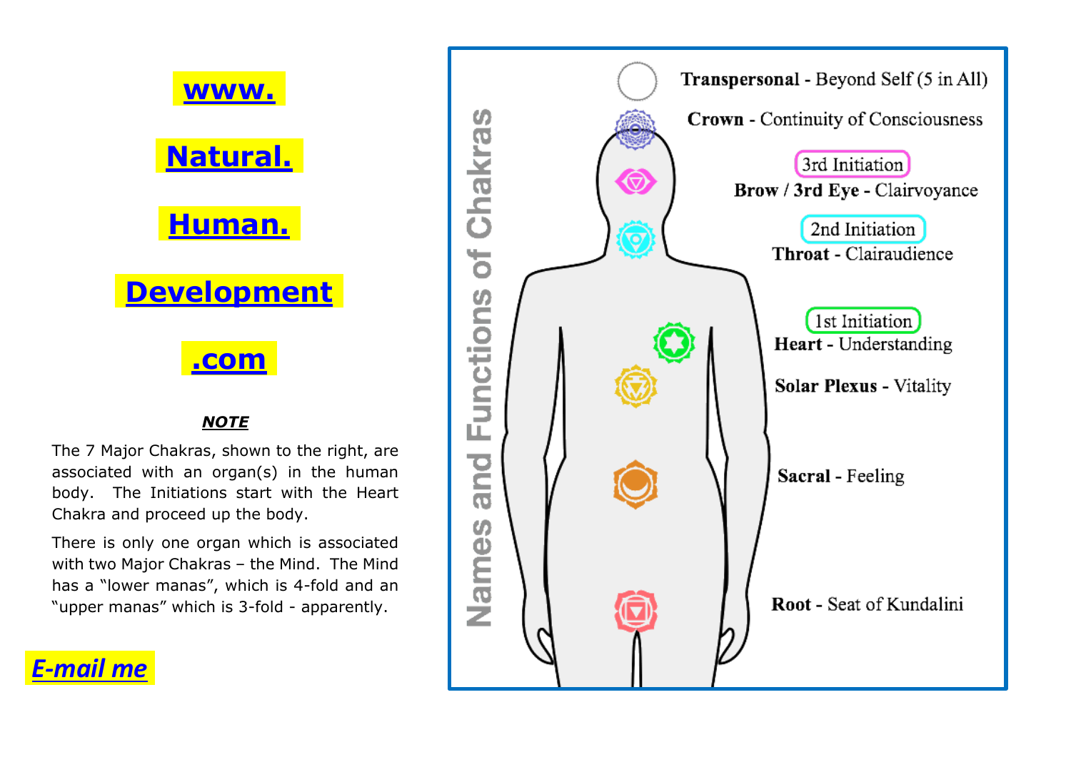**www.**

**Natural.**

**Human.**

**Development**

**.com**

***NOTE***

The 7 Major Chakras, shown to the right, are associated with an organ(s) in the human body. The Initiations start with the Heart Chakra and proceed up the body.

There is only one organ which is associated with two Major Chakras – the Mind. The Mind has a "lower manas", which is 4-fold and an "upper manas" which is 3-fold - apparently.

***E-mail me***

**Names and Functions of Chakras**

**Transpersonal** - Beyond Self (5 in All)

**Crown** - Continuity of Consciousness

3rd Initiation

**Brow / 3rd Eye** - Clairvoyance

2nd Initiation

**Throat** - Clairaudience

1st Initiation

**Heart** - Understanding

**Solar Plexus** - Vitality

**Sacral** - Feeling

**Root** - Seat of Kundalini